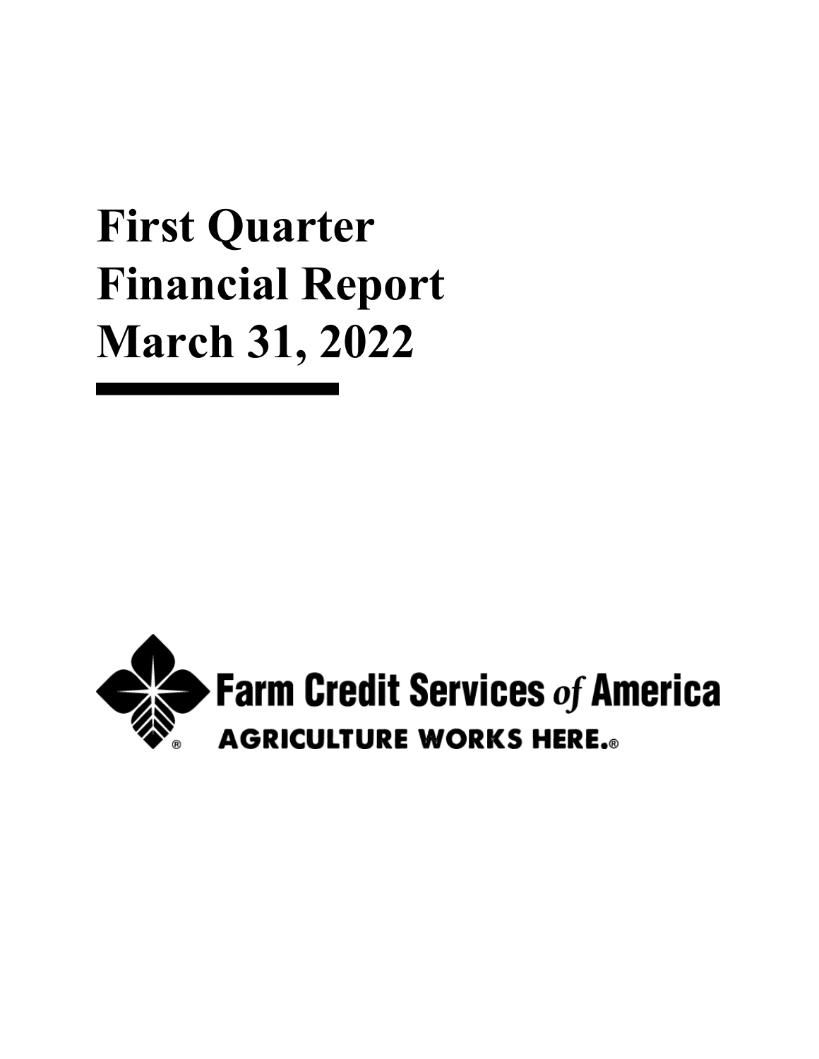# First Quarter Financial Report March 31, 2022

Farm Credit Services of America

AGRICULTURE WORKS HERE.®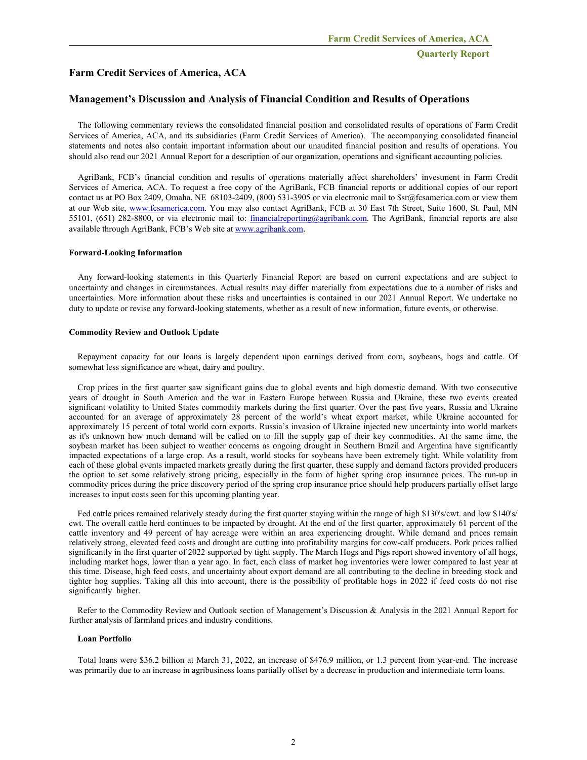# Farm Credit Services of America, ACA

## Management's Discussion and Analysis of Financial Condition and Results of Operations

The following commentary reviews the consolidated financial position and consolidated results of operations of Farm Credit Services of America, ACA, and its subsidiaries (Farm Credit Services of America). The accompanying consolidated financial statements and notes also contain important information about our unaudited financial position and results of operations. You should also read our 2021 Annual Report for a description of our organization, operations and significant accounting policies.

AgriBank, FCB's financial condition and results of operations materially affect shareholders' investment in Farm Credit Services of America, ACA. To request a free copy of the AgriBank, FCB financial reports or additional copies of our report contact us at PO Box 2409, Omaha, NE 68103-2409, (800) 531-3905 or via electronic mail to $sr@fcsamerica.com or view them at our Web site, www.fcsamerica.com. You may also contact AgriBank, FCB at 30 East 7th Street, Suite 1600, St. Paul, MN 55101, (651) 282-8800, or via electronic mail to: financialreporting@agribank.com. The AgriBank, financial reports are also available through AgriBank, FCB's Web site at www.agribank.com.

#### Forward-Looking Information

Any forward-looking statements in this Quarterly Financial Report are based on current expectations and are subject to uncertainty and changes in circumstances. Actual results may differ materially from expectations due to a number of risks and uncertainties. More information about these risks and uncertainties is contained in our 2021 Annual Report. We undertake no duty to update or revise any forward-looking statements, whether as a result of new information, future events, or otherwise.

#### Commodity Review and Outlook Update

Repayment capacity for our loans is largely dependent upon earnings derived from corn, soybeans, hogs and cattle. Of somewhat less significance are wheat, dairy and poultry.

Crop prices in the first quarter saw significant gains due to global events and high domestic demand. With two consecutive years of drought in South America and the war in Eastern Europe between Russia and Ukraine, these two events created significant volatility to United States commodity markets during the first quarter. Over the past five years, Russia and Ukraine accounted for an average of approximately 28 percent of the world's wheat export market, while Ukraine accounted for approximately 15 percent of total world corn exports. Russia's invasion of Ukraine injected new uncertainty into world markets as it's unknown how much demand will be called on to fill the supply gap of their key commodities. At the same time, the soybean market has been subject to weather concerns as ongoing drought in Southern Brazil and Argentina have significantly impacted expectations of a large crop. As a result, world stocks for soybeans have been extremely tight. While volatility from each of these global events impacted markets greatly during the first quarter, these supply and demand factors provided producers the option to set some relatively strong pricing, especially in the form of higher spring crop insurance prices. The run-up in commodity prices during the price discovery period of the spring crop insurance price should help producers partially offset large increases to input costs seen for this upcoming planting year.

Fed cattle prices remained relatively steady during the first quarter staying within the range of high $130's/cwt. and low $140's/cwt. The overall cattle herd continues to be impacted by drought. At the end of the first quarter, approximately 61 percent of the cattle inventory and 49 percent of hay acreage were within an area experiencing drought. While demand and prices remain relatively strong, elevated feed costs and drought are cutting into profitability margins for cow-calf producers. Pork prices rallied significantly in the first quarter of 2022 supported by tight supply. The March Hogs and Pigs report showed inventory of all hogs, including market hogs, lower than a year ago. In fact, each class of market hog inventories were lower compared to last year at this time. Disease, high feed costs, and uncertainty about export demand are all contributing to the decline in breeding stock and tighter hog supplies. Taking all this into account, there is the possibility of profitable hogs in 2022 if feed costs do not rise significantly higher.

Refer to the Commodity Review and Outlook section of Management's Discussion & Analysis in the 2021 Annual Report for further analysis of farmland prices and industry conditions.

#### Loan Portfolio

Total loans were $36.2 billion at March 31, 2022, an increase of $476.9 million, or 1.3 percent from year-end. The increase was primarily due to an increase in agribusiness loans partially offset by a decrease in production and intermediate term loans.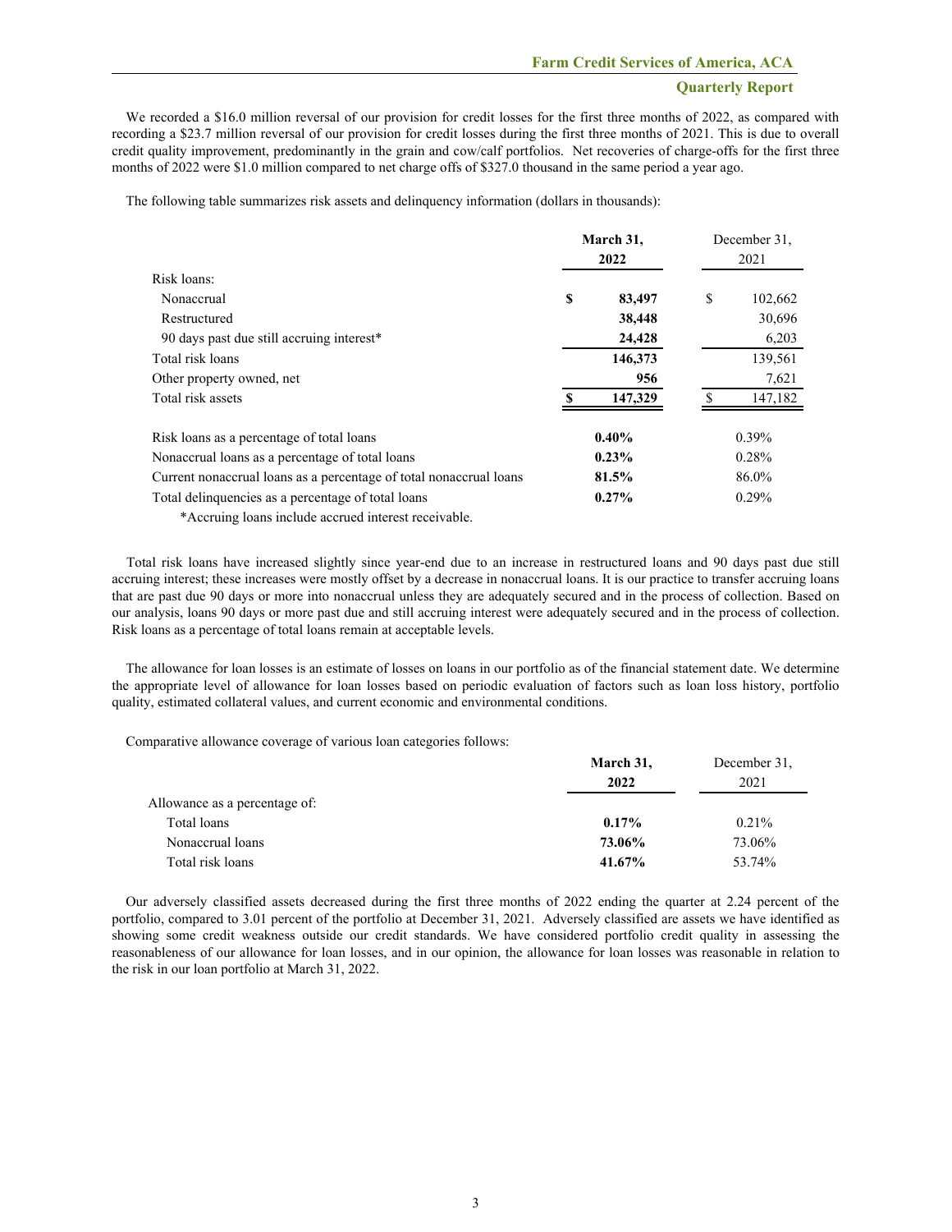We recorded a $16.0 million reversal of our provision for credit losses for the first three months of 2022, as compared with recording a $23.7 million reversal of our provision for credit losses during the first three months of 2021. This is due to overall credit quality improvement, predominantly in the grain and cow/calf portfolios. Net recoveries of charge-offs for the first three months of 2022 were $1.0 million compared to net charge offs of $327.0 thousand in the same period a year ago.

The following table summarizes risk assets and delinquency information (dollars in thousands):

| | **March 31, 2022** | December 31, 2021 |
|---|---|---|
| Risk loans: | | |
| Nonaccrual | **$ 83,497** | $ 102,662 |
| Restructured | **38,448** | 30,696 |
| 90 days past due still accruing interest* | **24,428** | 6,203 |
| Total risk loans | **146,373** | 139,561 |
| Other property owned, net | **956** | 7,621 |
| Total risk assets | **$ 147,329** | $ 147,182 |
| | | |
| Risk loans as a percentage of total loans | **0.40%** | 0.39% |
| Nonaccrual loans as a percentage of total loans | **0.23%** | 0.28% |
| Current nonaccrual loans as a percentage of total nonaccrual loans | **81.5%** | 86.0% |
| Total delinquencies as a percentage of total loans | **0.27%** | 0.29% |

*Accruing loans include accrued interest receivable.

Total risk loans have increased slightly since year-end due to an increase in restructured loans and 90 days past due still accruing interest; these increases were mostly offset by a decrease in nonaccrual loans. It is our practice to transfer accruing loans that are past due 90 days or more into nonaccrual unless they are adequately secured and in the process of collection. Based on our analysis, loans 90 days or more past due and still accruing interest were adequately secured and in the process of collection. Risk loans as a percentage of total loans remain at acceptable levels.

The allowance for loan losses is an estimate of losses on loans in our portfolio as of the financial statement date. We determine the appropriate level of allowance for loan losses based on periodic evaluation of factors such as loan loss history, portfolio quality, estimated collateral values, and current economic and environmental conditions.

Comparative allowance coverage of various loan categories follows:

| | **March 31, 2022** | December 31, 2021 |
|---|---|---|
| Allowance as a percentage of: | | |
| Total loans | **0.17%** | 0.21% |
| Nonaccrual loans | **73.06%** | 73.06% |
| Total risk loans | **41.67%** | 53.74% |

Our adversely classified assets decreased during the first three months of 2022 ending the quarter at 2.24 percent of the portfolio, compared to 3.01 percent of the portfolio at December 31, 2021. Adversely classified are assets we have identified as showing some credit weakness outside our credit standards. We have considered portfolio credit quality in assessing the reasonableness of our allowance for loan losses, and in our opinion, the allowance for loan losses was reasonable in relation to the risk in our loan portfolio at March 31, 2022.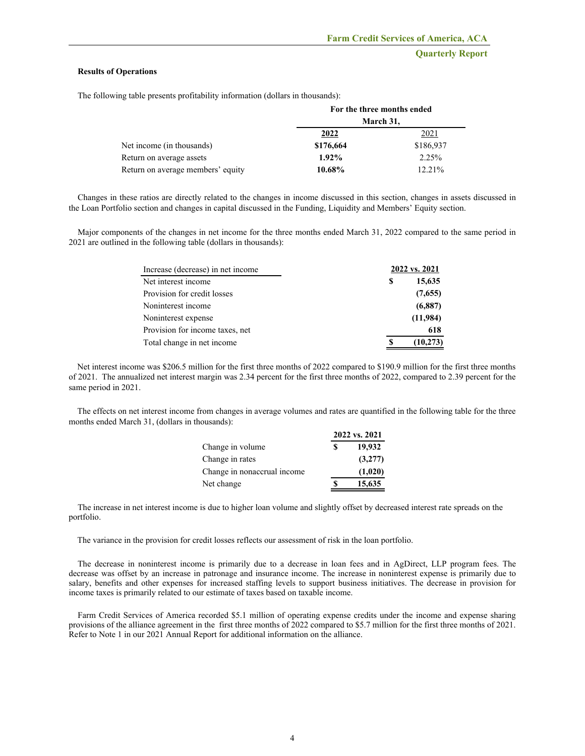**Results of Operations**

The following table presents profitability information (dollars in thousands):

| | For the three months ended March 31, | |
|---|---|---|
| | **2022** | 2021 |
| Net income (in thousands) | **$176,664** | $186,937 |
| Return on average assets | **1.92%** | 2.25% |
| Return on average members' equity | **10.68%** | 12.21% |

Changes in these ratios are directly related to the changes in income discussed in this section, changes in assets discussed in the Loan Portfolio section and changes in capital discussed in the Funding, Liquidity and Members' Equity section.

Major components of the changes in net income for the three months ended March 31, 2022 compared to the same period in 2021 are outlined in the following table (dollars in thousands):

| Increase (decrease) in net income | 2022 vs. 2021 |
|---|---|
| Net interest income | **$ 15,635** |
| Provision for credit losses | **(7,655)** |
| Noninterest income | **(6,887)** |
| Noninterest expense | **(11,984)** |
| Provision for income taxes, net | **618** |
| Total change in net income | **$ (10,273)** |

Net interest income was $206.5 million for the first three months of 2022 compared to $190.9 million for the first three months of 2021. The annualized net interest margin was 2.34 percent for the first three months of 2022, compared to 2.39 percent for the same period in 2021.

The effects on net interest income from changes in average volumes and rates are quantified in the following table for the three months ended March 31, (dollars in thousands):

| | 2022 vs. 2021 |
|---|---|
| Change in volume | **$ 19,932** |
| Change in rates | **(3,277)** |
| Change in nonaccrual income | **(1,020)** |
| Net change | **$ 15,635** |

The increase in net interest income is due to higher loan volume and slightly offset by decreased interest rate spreads on the portfolio.

The variance in the provision for credit losses reflects our assessment of risk in the loan portfolio.

The decrease in noninterest income is primarily due to a decrease in loan fees and in AgDirect, LLP program fees. The decrease was offset by an increase in patronage and insurance income. The increase in noninterest expense is primarily due to salary, benefits and other expenses for increased staffing levels to support business initiatives. The decrease in provision for income taxes is primarily related to our estimate of taxes based on taxable income.

Farm Credit Services of America recorded $5.1 million of operating expense credits under the income and expense sharing provisions of the alliance agreement in the first three months of 2022 compared to $5.7 million for the first three months of 2021. Refer to Note 1 in our 2021 Annual Report for additional information on the alliance.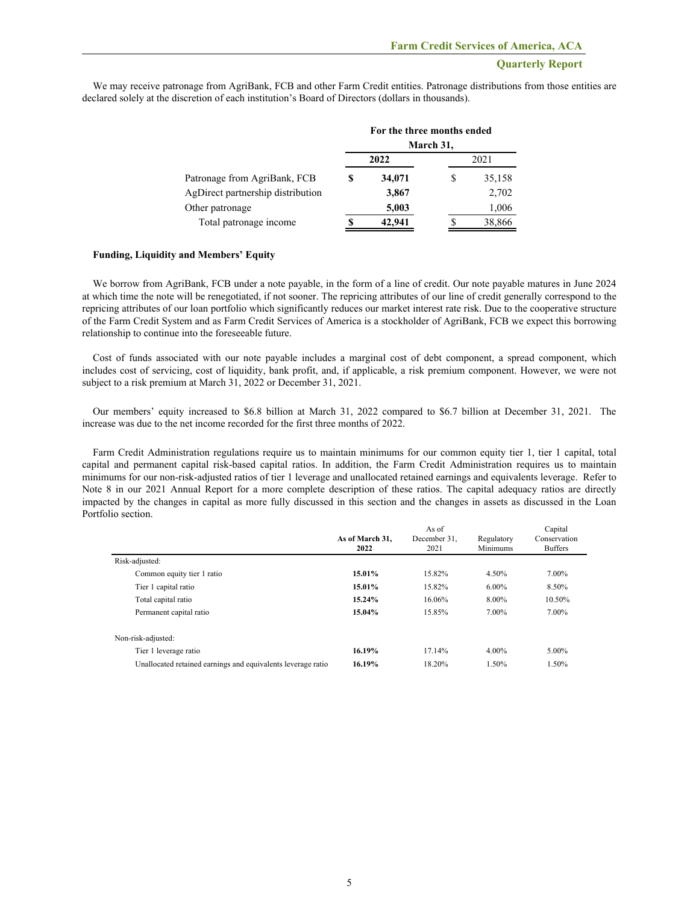We may receive patronage from AgriBank, FCB and other Farm Credit entities. Patronage distributions from those entities are declared solely at the discretion of each institution's Board of Directors (dollars in thousands).

| | For the three months ended March 31, | |
|---|---|---|
| | **2022** | 2021 |
| Patronage from AgriBank, FCB | **$ 34,071** | $ 35,158 |
| AgDirect partnership distribution | **3,867** | 2,702 |
| Other patronage | **5,003** | 1,006 |
| Total patronage income | **$ 42,941** | $ 38,866 |

**Funding, Liquidity and Members' Equity**

We borrow from AgriBank, FCB under a note payable, in the form of a line of credit. Our note payable matures in June 2024 at which time the note will be renegotiated, if not sooner. The repricing attributes of our line of credit generally correspond to the repricing attributes of our loan portfolio which significantly reduces our market interest rate risk. Due to the cooperative structure of the Farm Credit System and as Farm Credit Services of America is a stockholder of AgriBank, FCB we expect this borrowing relationship to continue into the foreseeable future.

Cost of funds associated with our note payable includes a marginal cost of debt component, a spread component, which includes cost of servicing, cost of liquidity, bank profit, and, if applicable, a risk premium component. However, we were not subject to a risk premium at March 31, 2022 or December 31, 2021.

Our members' equity increased to $6.8 billion at March 31, 2022 compared to $6.7 billion at December 31, 2021. The increase was due to the net income recorded for the first three months of 2022.

Farm Credit Administration regulations require us to maintain minimums for our common equity tier 1, tier 1 capital, total capital and permanent capital risk-based capital ratios. In addition, the Farm Credit Administration requires us to maintain minimums for our non-risk-adjusted ratios of tier 1 leverage and unallocated retained earnings and equivalents leverage. Refer to Note 8 in our 2021 Annual Report for a more complete description of these ratios. The capital adequacy ratios are directly impacted by the changes in capital as more fully discussed in this section and the changes in assets as discussed in the Loan Portfolio section.

| | **As of March 31, 2022** | As of December 31, 2021 | Regulatory Minimums | Capital Conservation Buffers |
|---|---|---|---|---|
| Risk-adjusted: | | | | |
| Common equity tier 1 ratio | **15.01%** | 15.82% | 4.50% | 7.00% |
| Tier 1 capital ratio | **15.01%** | 15.82% | 6.00% | 8.50% |
| Total capital ratio | **15.24%** | 16.06% | 8.00% | 10.50% |
| Permanent capital ratio | **15.04%** | 15.85% | 7.00% | 7.00% |
| Non-risk-adjusted: | | | | |
| Tier 1 leverage ratio | **16.19%** | 17.14% | 4.00% | 5.00% |
| Unallocated retained earnings and equivalents leverage ratio | **16.19%** | 18.20% | 1.50% | 1.50% |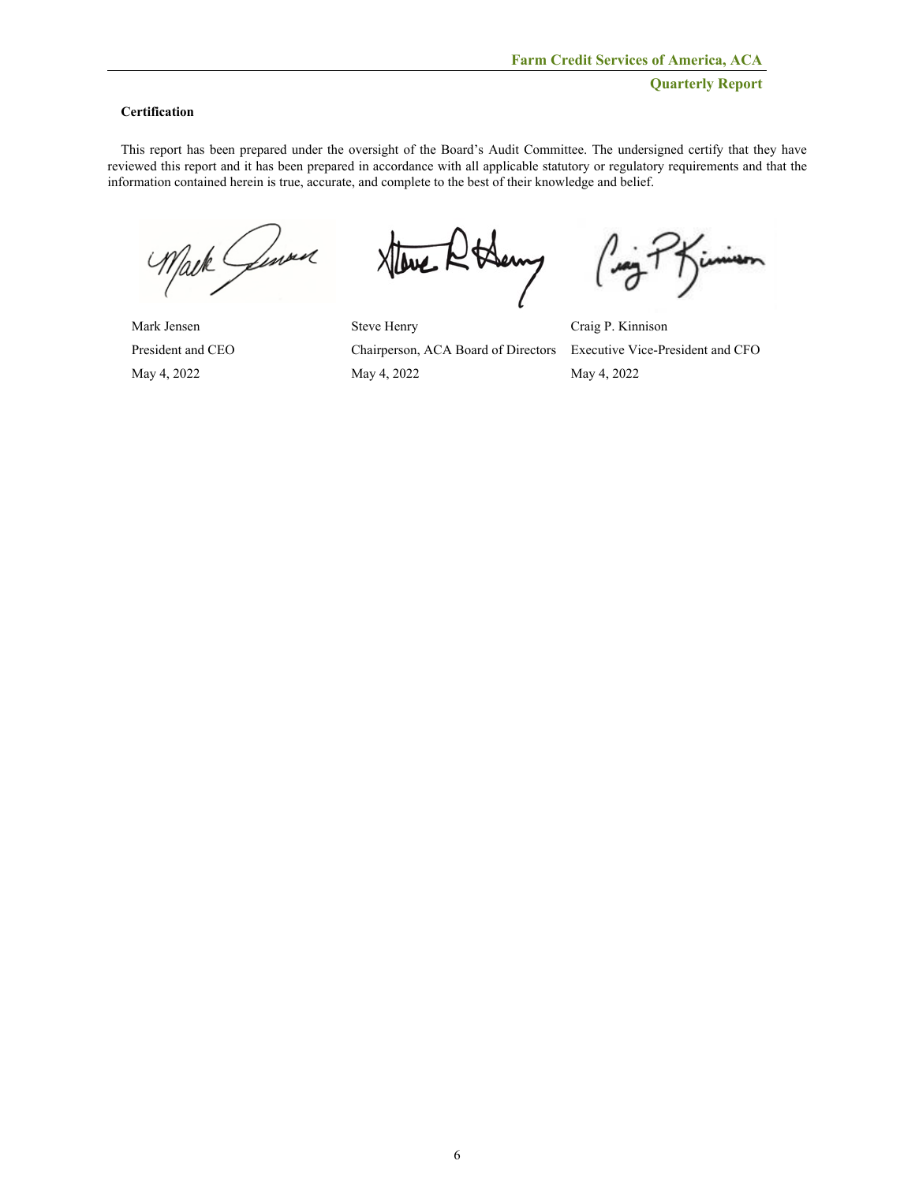**Certification**

This report has been prepared under the oversight of the Board's Audit Committee. The undersigned certify that they have reviewed this report and it has been prepared in accordance with all applicable statutory or regulatory requirements and that the information contained herein is true, accurate, and complete to the best of their knowledge and belief.

| | | |
|---|---|---|
| Mark Jensen | Steve Henry | Craig P. Kinnison |
| President and CEO | Chairperson, ACA Board of Directors | Executive Vice-President and CFO |
| May 4, 2022 | May 4, 2022 | May 4, 2022 |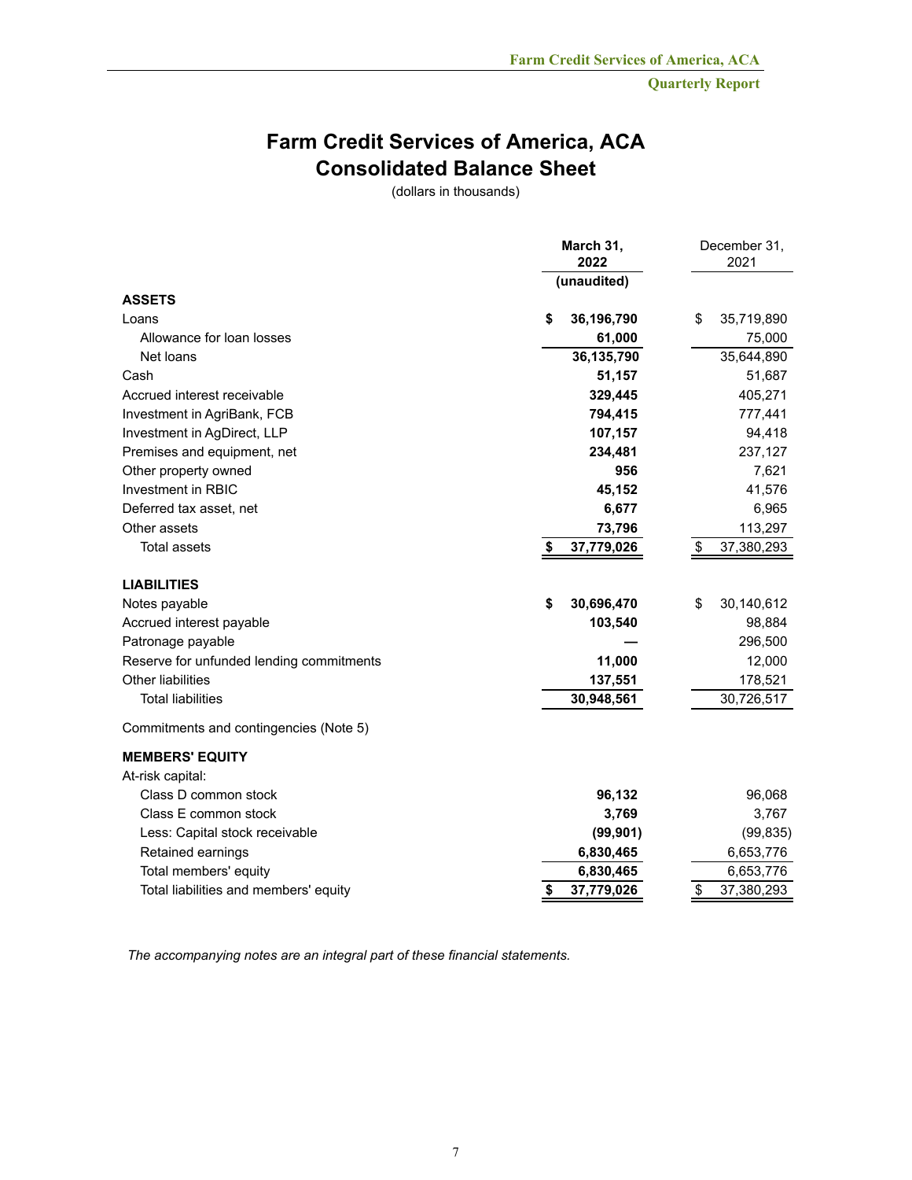# Farm Credit Services of America, ACA
# Consolidated Balance Sheet

(dollars in thousands)

| | March 31, 2022 (unaudited) | December 31, 2021 |
|---|---|---|
| **ASSETS** | | |
| Loans | **$ 36,196,790** | $ 35,719,890 |
| Allowance for loan losses | **61,000** | 75,000 |
| Net loans | **36,135,790** | 35,644,890 |
| Cash | **51,157** | 51,687 |
| Accrued interest receivable | **329,445** | 405,271 |
| Investment in AgriBank, FCB | **794,415** | 777,441 |
| Investment in AgDirect, LLP | **107,157** | 94,418 |
| Premises and equipment, net | **234,481** | 237,127 |
| Other property owned | **956** | 7,621 |
| Investment in RBIC | **45,152** | 41,576 |
| Deferred tax asset, net | **6,677** | 6,965 |
| Other assets | **73,796** | 113,297 |
| Total assets | **$ 37,779,026** | $ 37,380,293 |
| | | |
| **LIABILITIES** | | |
| Notes payable | **$ 30,696,470** | $ 30,140,612 |
| Accrued interest payable | **103,540** | 98,884 |
| Patronage payable | **—** | 296,500 |
| Reserve for unfunded lending commitments | **11,000** | 12,000 |
| Other liabilities | **137,551** | 178,521 |
| Total liabilities | **30,948,561** | 30,726,517 |
| | | |
| Commitments and contingencies (Note 5) | | |
| | | |
| **MEMBERS' EQUITY** | | |
| At-risk capital: | | |
| Class D common stock | **96,132** | 96,068 |
| Class E common stock | **3,769** | 3,767 |
| Less: Capital stock receivable | **(99,901)** | (99,835) |
| Retained earnings | **6,830,465** | 6,653,776 |
| Total members' equity | **6,830,465** | 6,653,776 |
| Total liabilities and members' equity | **$ 37,779,026** | $ 37,380,293 |

*The accompanying notes are an integral part of these financial statements.*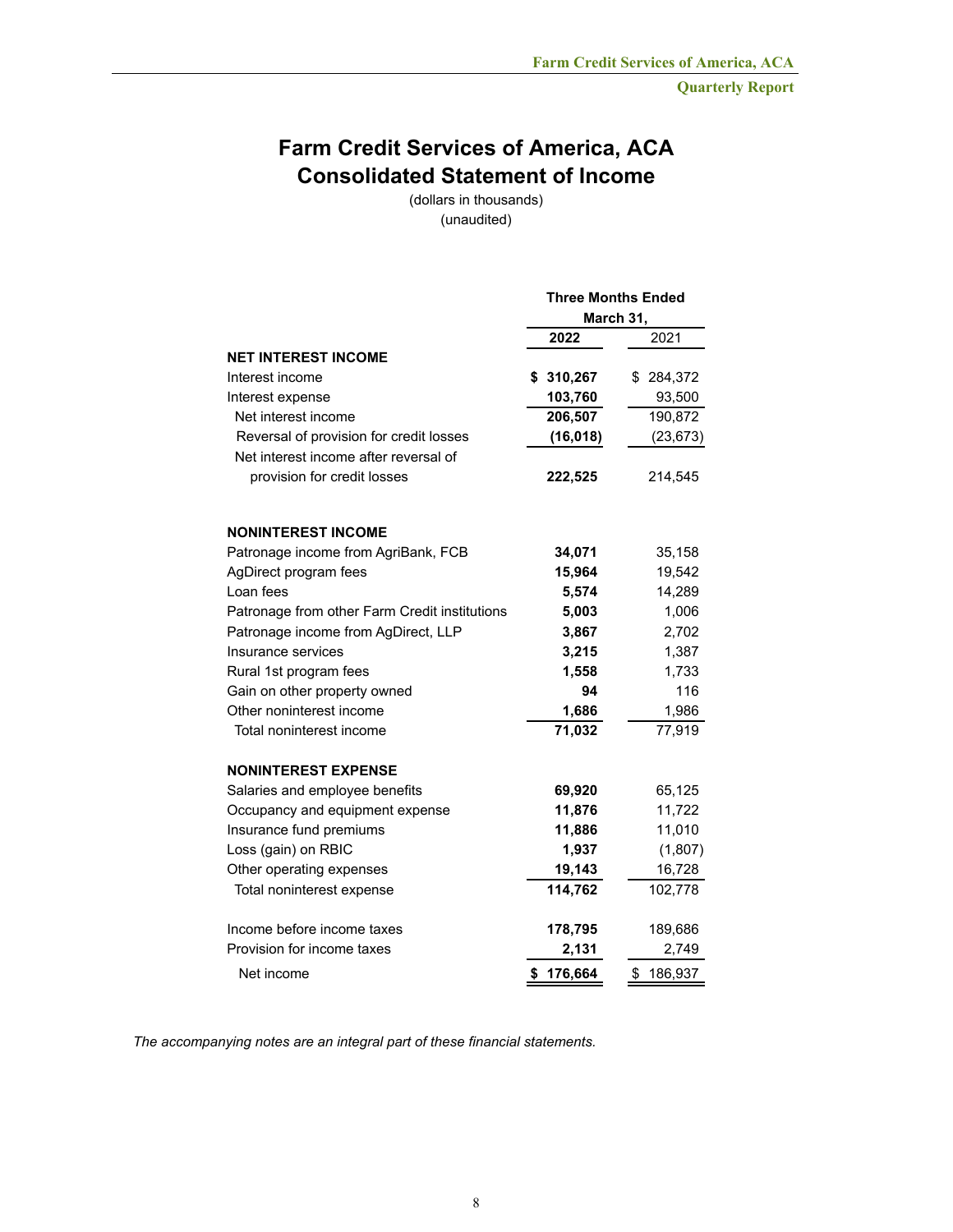# Farm Credit Services of America, ACA
# Consolidated Statement of Income

(dollars in thousands)
(unaudited)

| | Three Months Ended March 31, | |
|---|---|---|
| | **2022** | 2021 |
| **NET INTEREST INCOME** | | |
| Interest income | **$ 310,267** | $ 284,372 |
| Interest expense | **103,760** | 93,500 |
| Net interest income | **206,507** | 190,872 |
| Reversal of provision for credit losses | **(16,018)** | (23,673) |
| Net interest income after reversal of provision for credit losses | **222,525** | 214,545 |
| **NONINTEREST INCOME** | | |
| Patronage income from AgriBank, FCB | **34,071** | 35,158 |
| AgDirect program fees | **15,964** | 19,542 |
| Loan fees | **5,574** | 14,289 |
| Patronage from other Farm Credit institutions | **5,003** | 1,006 |
| Patronage income from AgDirect, LLP | **3,867** | 2,702 |
| Insurance services | **3,215** | 1,387 |
| Rural 1st program fees | **1,558** | 1,733 |
| Gain on other property owned | **94** | 116 |
| Other noninterest income | **1,686** | 1,986 |
| Total noninterest income | **71,032** | 77,919 |
| **NONINTEREST EXPENSE** | | |
| Salaries and employee benefits | **69,920** | 65,125 |
| Occupancy and equipment expense | **11,876** | 11,722 |
| Insurance fund premiums | **11,886** | 11,010 |
| Loss (gain) on RBIC | **1,937** | (1,807) |
| Other operating expenses | **19,143** | 16,728 |
| Total noninterest expense | **114,762** | 102,778 |
| Income before income taxes | **178,795** | 189,686 |
| Provision for income taxes | **2,131** | 2,749 |
| Net income | **$ 176,664** | $ 186,937 |

*The accompanying notes are an integral part of these financial statements.*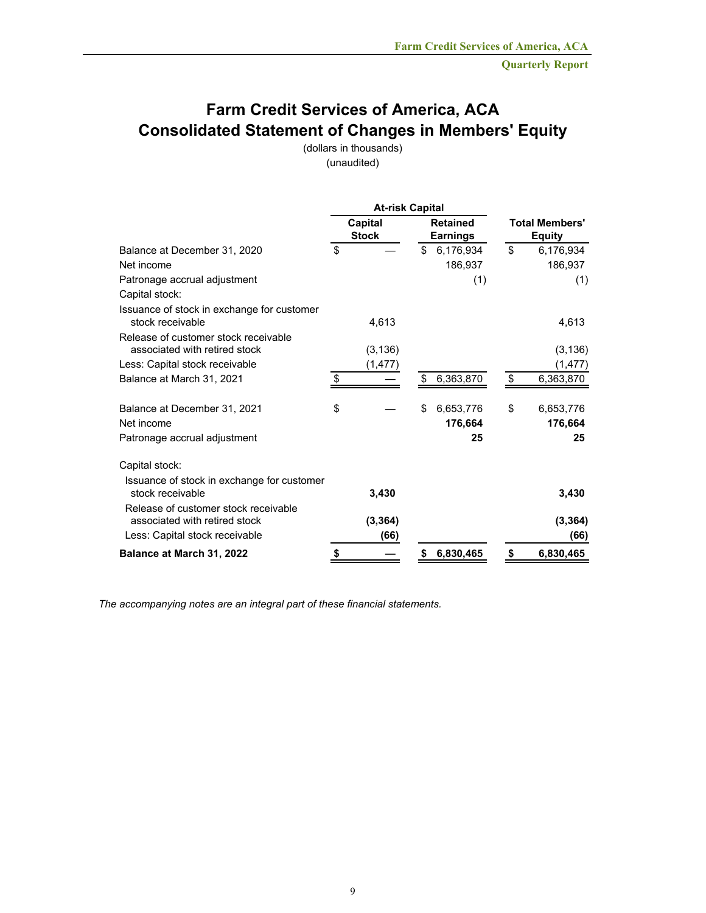# Farm Credit Services of America, ACA
# Consolidated Statement of Changes in Members' Equity

(dollars in thousands)
(unaudited)

| | At-risk Capital | | |
|---|---|---|---|
| | Capital Stock | Retained Earnings | Total Members' Equity |
| Balance at December 31, 2020 | $ — | $ 6,176,934 | $ 6,176,934 |
| Net income | | 186,937 | 186,937 |
| Patronage accrual adjustment | | (1) | (1) |
| Capital stock: | | | |
| Issuance of stock in exchange for customer stock receivable | 4,613 | | 4,613 |
| Release of customer stock receivable associated with retired stock | (3,136) | | (3,136) |
| Less: Capital stock receivable | (1,477) | | (1,477) |
| Balance at March 31, 2021 | $ — | $ 6,363,870 | $ 6,363,870 |
| | | | |
| Balance at December 31, 2021 | $ — | $ 6,653,776 | $ 6,653,776 |
| Net income | | **176,664** | **176,664** |
| Patronage accrual adjustment | | **25** | **25** |
| Capital stock: | | | |
| Issuance of stock in exchange for customer stock receivable | **3,430** | | **3,430** |
| Release of customer stock receivable associated with retired stock | **(3,364)** | | **(3,364)** |
| Less: Capital stock receivable | **(66)** | | **(66)** |
| **Balance at March 31, 2022** | **$ —** | **$ 6,830,465** | **$ 6,830,465** |

*The accompanying notes are an integral part of these financial statements.*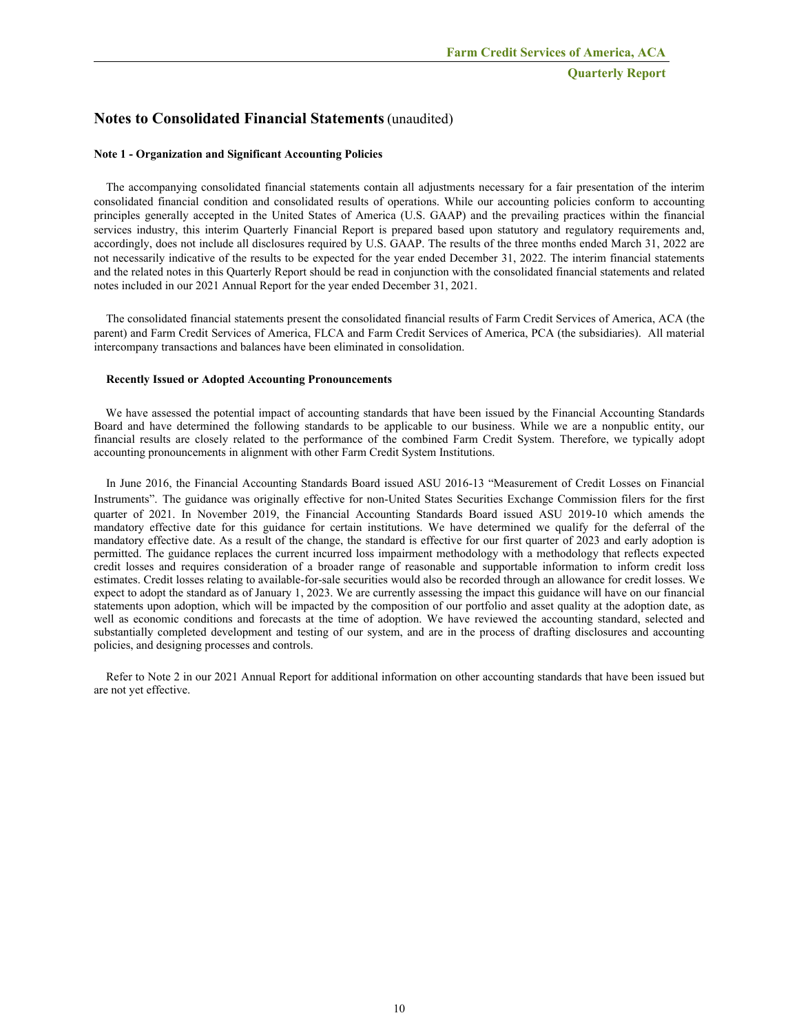# Notes to Consolidated Financial Statements (unaudited)

**Note 1 - Organization and Significant Accounting Policies**

The accompanying consolidated financial statements contain all adjustments necessary for a fair presentation of the interim consolidated financial condition and consolidated results of operations. While our accounting policies conform to accounting principles generally accepted in the United States of America (U.S. GAAP) and the prevailing practices within the financial services industry, this interim Quarterly Financial Report is prepared based upon statutory and regulatory requirements and, accordingly, does not include all disclosures required by U.S. GAAP. The results of the three months ended March 31, 2022 are not necessarily indicative of the results to be expected for the year ended December 31, 2022. The interim financial statements and the related notes in this Quarterly Report should be read in conjunction with the consolidated financial statements and related notes included in our 2021 Annual Report for the year ended December 31, 2021.

The consolidated financial statements present the consolidated financial results of Farm Credit Services of America, ACA (the parent) and Farm Credit Services of America, FLCA and Farm Credit Services of America, PCA (the subsidiaries). All material intercompany transactions and balances have been eliminated in consolidation.

**Recently Issued or Adopted Accounting Pronouncements**

We have assessed the potential impact of accounting standards that have been issued by the Financial Accounting Standards Board and have determined the following standards to be applicable to our business. While we are a nonpublic entity, our financial results are closely related to the performance of the combined Farm Credit System. Therefore, we typically adopt accounting pronouncements in alignment with other Farm Credit System Institutions.

In June 2016, the Financial Accounting Standards Board issued ASU 2016-13 "Measurement of Credit Losses on Financial Instruments". The guidance was originally effective for non-United States Securities Exchange Commission filers for the first quarter of 2021. In November 2019, the Financial Accounting Standards Board issued ASU 2019-10 which amends the mandatory effective date for this guidance for certain institutions. We have determined we qualify for the deferral of the mandatory effective date. As a result of the change, the standard is effective for our first quarter of 2023 and early adoption is permitted. The guidance replaces the current incurred loss impairment methodology with a methodology that reflects expected credit losses and requires consideration of a broader range of reasonable and supportable information to inform credit loss estimates. Credit losses relating to available-for-sale securities would also be recorded through an allowance for credit losses. We expect to adopt the standard as of January 1, 2023. We are currently assessing the impact this guidance will have on our financial statements upon adoption, which will be impacted by the composition of our portfolio and asset quality at the adoption date, as well as economic conditions and forecasts at the time of adoption. We have reviewed the accounting standard, selected and substantially completed development and testing of our system, and are in the process of drafting disclosures and accounting policies, and designing processes and controls.

Refer to Note 2 in our 2021 Annual Report for additional information on other accounting standards that have been issued but are not yet effective.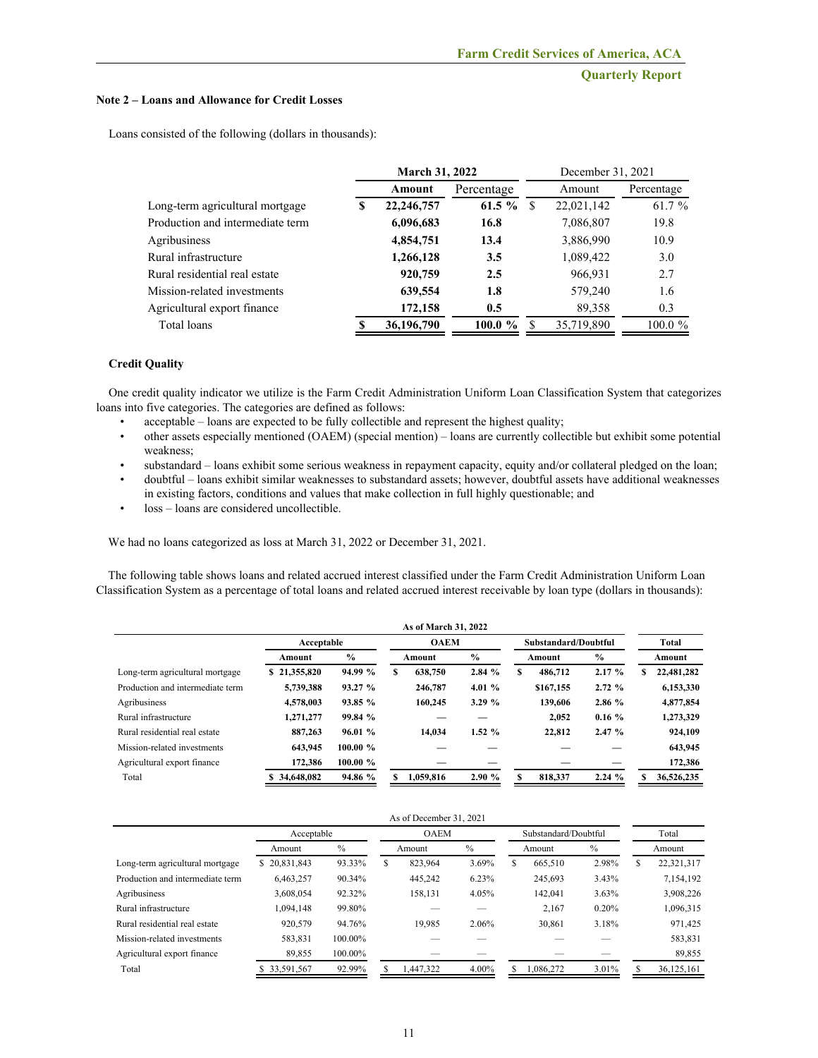## Note 2 – Loans and Allowance for Credit Losses

Loans consisted of the following (dollars in thousands):

| | March 31, 2022 | | December 31, 2021 | |
|---|---|---|---|---|
| | Amount | Percentage | Amount | Percentage |
| Long-term agricultural mortgage | $ 22,246,757 | 61.5 % | $ 22,021,142 | 61.7 % |
| Production and intermediate term | 6,096,683 | 16.8 | 7,086,807 | 19.8 |
| Agribusiness | 4,854,751 | 13.4 | 3,886,990 | 10.9 |
| Rural infrastructure | 1,266,128 | 3.5 | 1,089,422 | 3.0 |
| Rural residential real estate | 920,759 | 2.5 | 966,931 | 2.7 |
| Mission-related investments | 639,554 | 1.8 | 579,240 | 1.6 |
| Agricultural export finance | 172,158 | 0.5 | 89,358 | 0.3 |
| Total loans | $ 36,196,790 | 100.0 % | $ 35,719,890 | 100.0 % |

### Credit Quality

One credit quality indicator we utilize is the Farm Credit Administration Uniform Loan Classification System that categorizes loans into five categories. The categories are defined as follows:

- acceptable – loans are expected to be fully collectible and represent the highest quality;
- other assets especially mentioned (OAEM) (special mention) – loans are currently collectible but exhibit some potential weakness;
- substandard – loans exhibit some serious weakness in repayment capacity, equity and/or collateral pledged on the loan;
- doubtful – loans exhibit similar weaknesses to substandard assets; however, doubtful assets have additional weaknesses in existing factors, conditions and values that make collection in full highly questionable; and
- loss – loans are considered uncollectible.

We had no loans categorized as loss at March 31, 2022 or December 31, 2021.

The following table shows loans and related accrued interest classified under the Farm Credit Administration Uniform Loan Classification System as a percentage of total loans and related accrued interest receivable by loan type (dollars in thousands):

| As of March 31, 2022 | Acceptable | | OAEM | | Substandard/Doubtful | | Total |
|---|---|---|---|---|---|---|---|
| | Amount | % | Amount | % | Amount | % | Amount |
| Long-term agricultural mortgage | $ 21,355,820 | 94.99 % | $ 638,750 | 2.84 % | $ 486,712 | 2.17 % | $ 22,481,282 |
| Production and intermediate term | 5,739,388 | 93.27 % | 246,787 | 4.01 % | $167,155 | 2.72 % | 6,153,330 |
| Agribusiness | 4,578,003 | 93.85 % | 160,245 | 3.29 % | 139,606 | 2.86 % | 4,877,854 |
| Rural infrastructure | 1,271,277 | 99.84 % | — | — | 2,052 | 0.16 % | 1,273,329 |
| Rural residential real estate | 887,263 | 96.01 % | 14,034 | 1.52 % | 22,812 | 2.47 % | 924,109 |
| Mission-related investments | 643,945 | 100.00 % | — | — | — | — | 643,945 |
| Agricultural export finance | 172,386 | 100.00 % | — | — | — | — | 172,386 |
| Total | $ 34,648,082 | 94.86 % | $ 1,059,816 | 2.90 % | $ 818,337 | 2.24 % | $ 36,526,235 |

| As of December 31, 2021 | Acceptable | | OAEM | | Substandard/Doubtful | | Total |
|---|---|---|---|---|---|---|---|
| | Amount | % | Amount | % | Amount | % | Amount |
| Long-term agricultural mortgage | $ 20,831,843 | 93.33% | $ 823,964 | 3.69% | $ 665,510 | 2.98% | $ 22,321,317 |
| Production and intermediate term | 6,463,257 | 90.34% | 445,242 | 6.23% | 245,693 | 3.43% | 7,154,192 |
| Agribusiness | 3,608,054 | 92.32% | 158,131 | 4.05% | 142,041 | 3.63% | 3,908,226 |
| Rural infrastructure | 1,094,148 | 99.80% | — | — | 2,167 | 0.20% | 1,096,315 |
| Rural residential real estate | 920,579 | 94.76% | 19,985 | 2.06% | 30,861 | 3.18% | 971,425 |
| Mission-related investments | 583,831 | 100.00% | — | — | — | — | 583,831 |
| Agricultural export finance | 89,855 | 100.00% | — | — | — | — | 89,855 |
| Total | $ 33,591,567 | 92.99% | $ 1,447,322 | 4.00% | $ 1,086,272 | 3.01% | $ 36,125,161 |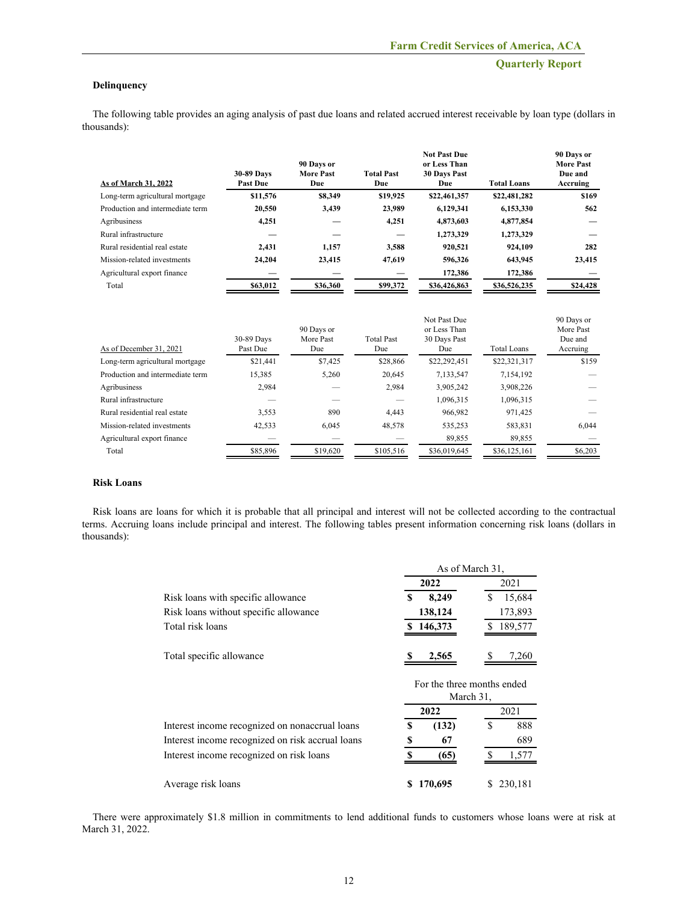### Delinquency

The following table provides an aging analysis of past due loans and related accrued interest receivable by loan type (dollars in thousands):

| **As of March 31, 2022** | **30-89 Days Past Due** | **90 Days or More Past Due** | **Total Past Due** | **Not Past Due or Less Than 30 Days Past Due** | **Total Loans** | **90 Days or More Past Due and Accruing** |
|---|---|---|---|---|---|---|
| Long-term agricultural mortgage | **$11,576** | **$8,349** | **$19,925** | **$22,461,357** | **$22,481,282** | **$169** |
| Production and intermediate term | **20,550** | **3,439** | **23,989** | **6,129,341** | **6,153,330** | **562** |
| Agribusiness | **4,251** | **—** | **4,251** | **4,873,603** | **4,877,854** | **—** |
| Rural infrastructure | **—** | **—** | **—** | **1,273,329** | **1,273,329** | **—** |
| Rural residential real estate | **2,431** | **1,157** | **3,588** | **920,521** | **924,109** | **282** |
| Mission-related investments | **24,204** | **23,415** | **47,619** | **596,326** | **643,945** | **23,415** |
| Agricultural export finance | **—** | **—** | **—** | **172,386** | **172,386** | **—** |
| Total | **$63,012** | **$36,360** | **$99,372** | **$36,426,863** | **$36,526,235** | **$24,428** |

| As of December 31, 2021 | 30-89 Days Past Due | 90 Days or More Past Due | Total Past Due | Not Past Due or Less Than 30 Days Past Due | Total Loans | 90 Days or More Past Due and Accruing |
|---|---|---|---|---|---|---|
| Long-term agricultural mortgage | $21,441 | $7,425 | $28,866 | $22,292,451 | $22,321,317 | $159 |
| Production and intermediate term | 15,385 | 5,260 | 20,645 | 7,133,547 | 7,154,192 | — |
| Agribusiness | 2,984 | — | 2,984 | 3,905,242 | 3,908,226 | — |
| Rural infrastructure | — | — | — | 1,096,315 | 1,096,315 | — |
| Rural residential real estate | 3,553 | 890 | 4,443 | 966,982 | 971,425 | — |
| Mission-related investments | 42,533 | 6,045 | 48,578 | 535,253 | 583,831 | 6,044 |
| Agricultural export finance | — | — | — | 89,855 | 89,855 | — |
| Total | $85,896 | $19,620 | $105,516 | $36,019,645 | $36,125,161 | $6,203 |

### Risk Loans

Risk loans are loans for which it is probable that all principal and interest will not be collected according to the contractual terms. Accruing loans include principal and interest. The following tables present information concerning risk loans (dollars in thousands):

| | As of March 31, | |
|---|---|---|
| | **2022** | 2021 |
| Risk loans with specific allowance | **$ 8,249** | $ 15,684 |
| Risk loans without specific allowance | **138,124** | 173,893 |
| Total risk loans | **$ 146,373** | $ 189,577 |
| Total specific allowance | **$ 2,565** | $ 7,260 |

| | For the three months ended March 31, | |
|---|---|---|
| | **2022** | 2021 |
| Interest income recognized on nonaccrual loans | **$ (132)** | $ 888 |
| Interest income recognized on risk accrual loans | **$ 67** | 689 |
| Interest income recognized on risk loans | **$ (65)** | $ 1,577 |
| Average risk loans | **$ 170,695** | $ 230,181 |

There were approximately $1.8 million in commitments to lend additional funds to customers whose loans were at risk at March 31, 2022.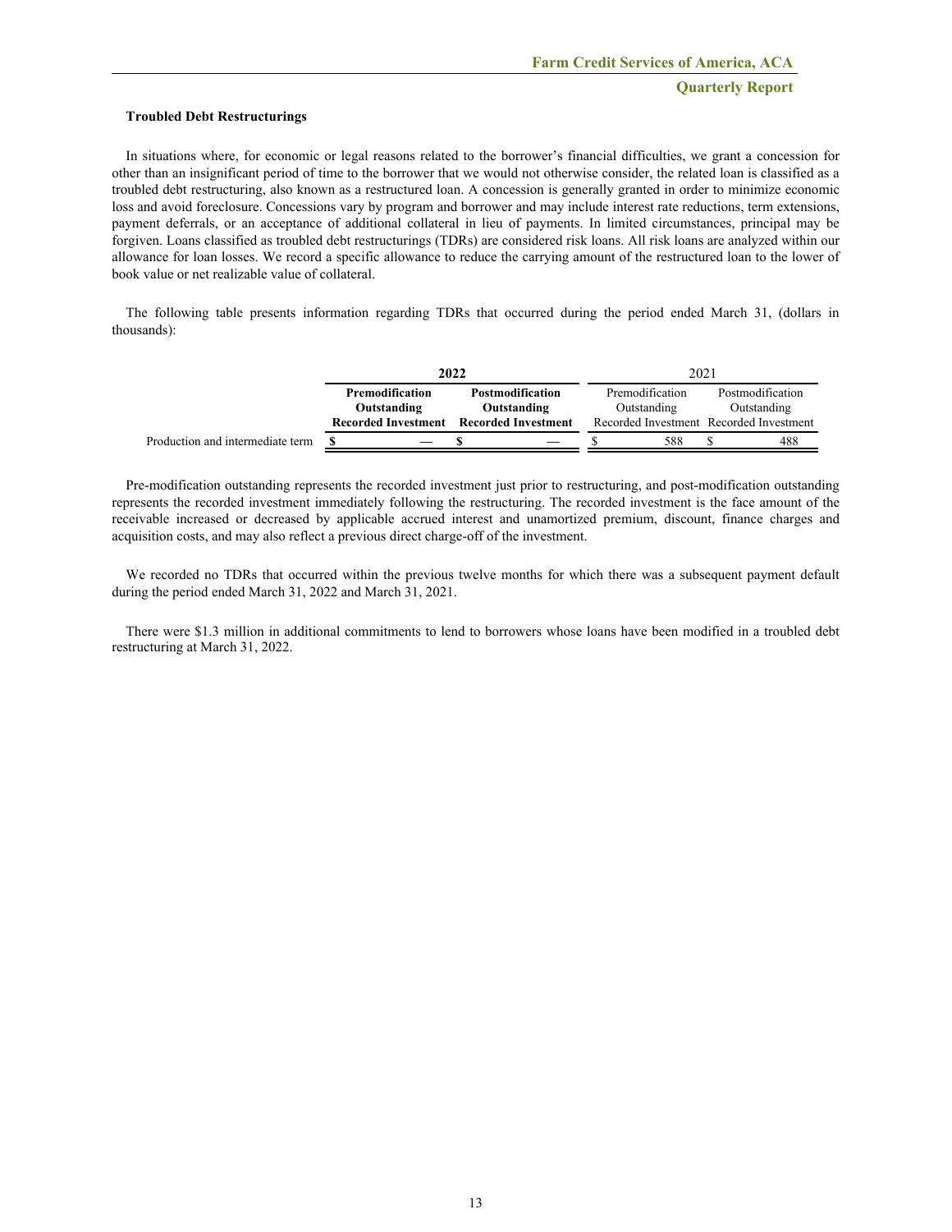### Troubled Debt Restructurings

In situations where, for economic or legal reasons related to the borrower's financial difficulties, we grant a concession for other than an insignificant period of time to the borrower that we would not otherwise consider, the related loan is classified as a troubled debt restructuring, also known as a restructured loan. A concession is generally granted in order to minimize economic loss and avoid foreclosure. Concessions vary by program and borrower and may include interest rate reductions, term extensions, payment deferrals, or an acceptance of additional collateral in lieu of payments. In limited circumstances, principal may be forgiven. Loans classified as troubled debt restructurings (TDRs) are considered risk loans. All risk loans are analyzed within our allowance for loan losses. We record a specific allowance to reduce the carrying amount of the restructured loan to the lower of book value or net realizable value of collateral.

The following table presents information regarding TDRs that occurred during the period ended March 31, (dollars in thousands):

| | **2022** | | 2021 | |
|---|---|---|---|---|
| | **Premodification Outstanding Recorded Investment** | **Postmodification Outstanding Recorded Investment** | Premodification Outstanding Recorded Investment | Postmodification Outstanding Recorded Investment |
| Production and intermediate term | **$ —** | **$ —** | $ 588 | $ 488 |

Pre-modification outstanding represents the recorded investment just prior to restructuring, and post-modification outstanding represents the recorded investment immediately following the restructuring. The recorded investment is the face amount of the receivable increased or decreased by applicable accrued interest and unamortized premium, discount, finance charges and acquisition costs, and may also reflect a previous direct charge-off of the investment.

We recorded no TDRs that occurred within the previous twelve months for which there was a subsequent payment default during the period ended March 31, 2022 and March 31, 2021.

There were $1.3 million in additional commitments to lend to borrowers whose loans have been modified in a troubled debt restructuring at March 31, 2022.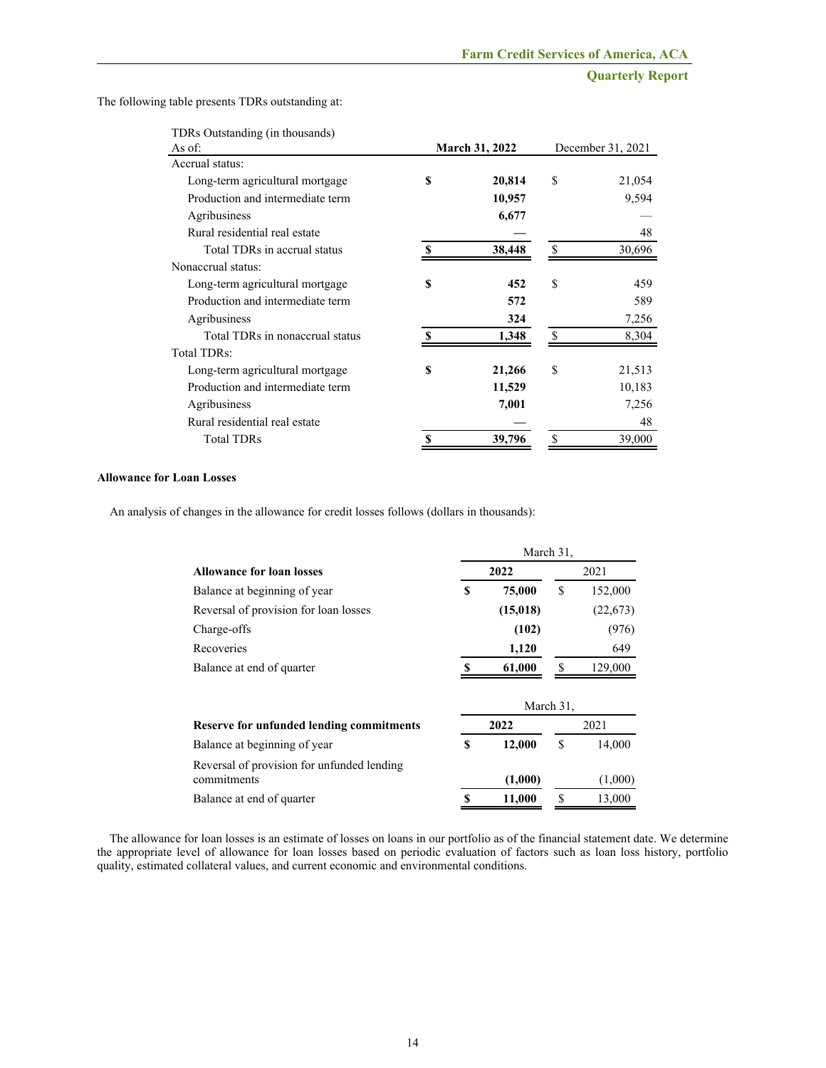The following table presents TDRs outstanding at:

| TDRs Outstanding (in thousands) As of: | March 31, 2022 | December 31, 2021 |
|---|---|---|
| Accrual status: | | |
| Long-term agricultural mortgage | $ 20,814 | $ 21,054 |
| Production and intermediate term | 10,957 | 9,594 |
| Agribusiness | 6,677 | — |
| Rural residential real estate | — | 48 |
| Total TDRs in accrual status | $ 38,448 | $ 30,696 |
| Nonaccrual status: | | |
| Long-term agricultural mortgage | $ 452 | $ 459 |
| Production and intermediate term | 572 | 589 |
| Agribusiness | 324 | 7,256 |
| Total TDRs in nonaccrual status | $ 1,348 | $ 8,304 |
| Total TDRs: | | |
| Long-term agricultural mortgage | $ 21,266 | $ 21,513 |
| Production and intermediate term | 11,529 | 10,183 |
| Agribusiness | 7,001 | 7,256 |
| Rural residential real estate | — | 48 |
| Total TDRs | $ 39,796 | $ 39,000 |

**Allowance for Loan Losses**

An analysis of changes in the allowance for credit losses follows (dollars in thousands):

| | March 31, | |
|---|---|---|
| **Allowance for loan losses** | **2022** | 2021 |
| Balance at beginning of year | $ 75,000 | $ 152,000 |
| Reversal of provision for loan losses | (15,018) | (22,673) |
| Charge-offs | (102) | (976) |
| Recoveries | 1,120 | 649 |
| Balance at end of quarter | $ 61,000 | $ 129,000 |

| | March 31, | |
|---|---|---|
| **Reserve for unfunded lending commitments** | **2022** | 2021 |
| Balance at beginning of year | $ 12,000 | $ 14,000 |
| Reversal of provision for unfunded lending commitments | (1,000) | (1,000) |
| Balance at end of quarter | $ 11,000 | $ 13,000 |

The allowance for loan losses is an estimate of losses on loans in our portfolio as of the financial statement date. We determine the appropriate level of allowance for loan losses based on periodic evaluation of factors such as loan loss history, portfolio quality, estimated collateral values, and current economic and environmental conditions.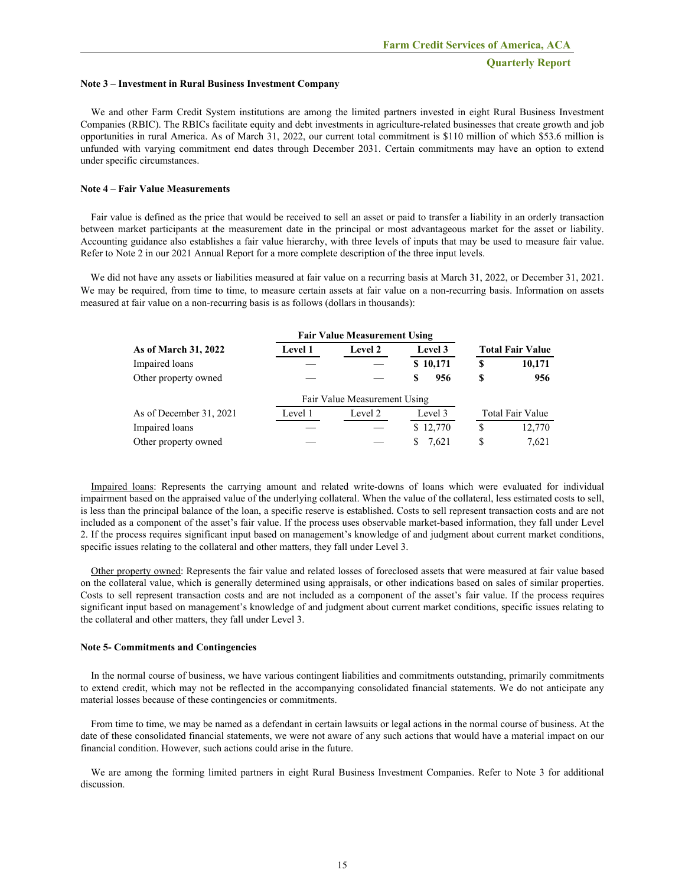#### Note 3 – Investment in Rural Business Investment Company

We and other Farm Credit System institutions are among the limited partners invested in eight Rural Business Investment Companies (RBIC). The RBICs facilitate equity and debt investments in agriculture-related businesses that create growth and job opportunities in rural America. As of March 31, 2022, our current total commitment is $110 million of which $53.6 million is unfunded with varying commitment end dates through December 2031. Certain commitments may have an option to extend under specific circumstances.

#### Note 4 – Fair Value Measurements

Fair value is defined as the price that would be received to sell an asset or paid to transfer a liability in an orderly transaction between market participants at the measurement date in the principal or most advantageous market for the asset or liability. Accounting guidance also establishes a fair value hierarchy, with three levels of inputs that may be used to measure fair value. Refer to Note 2 in our 2021 Annual Report for a more complete description of the three input levels.

We did not have any assets or liabilities measured at fair value on a recurring basis at March 31, 2022, or December 31, 2021. We may be required, from time to time, to measure certain assets at fair value on a non-recurring basis. Information on assets measured at fair value on a non-recurring basis is as follows (dollars in thousands):

| | Fair Value Measurement Using | | | |
|---|---|---|---|---|
| **As of March 31, 2022** | **Level 1** | **Level 2** | **Level 3** | **Total Fair Value** |
| Impaired loans | — | — | $ 10,171 | $ 10,171 |
| Other property owned | — | — | $ 956 | $ 956 |

| | Fair Value Measurement Using | | | |
|---|---|---|---|---|
| As of December 31, 2021 | Level 1 | Level 2 | Level 3 | Total Fair Value |
| Impaired loans | — | — | $ 12,770 | $ 12,770 |
| Other property owned | — | — | $ 7,621 | $ 7,621 |

Impaired loans: Represents the carrying amount and related write-downs of loans which were evaluated for individual impairment based on the appraised value of the underlying collateral. When the value of the collateral, less estimated costs to sell, is less than the principal balance of the loan, a specific reserve is established. Costs to sell represent transaction costs and are not included as a component of the asset's fair value. If the process uses observable market-based information, they fall under Level 2. If the process requires significant input based on management's knowledge of and judgment about current market conditions, specific issues relating to the collateral and other matters, they fall under Level 3.

Other property owned: Represents the fair value and related losses of foreclosed assets that were measured at fair value based on the collateral value, which is generally determined using appraisals, or other indications based on sales of similar properties. Costs to sell represent transaction costs and are not included as a component of the asset's fair value. If the process requires significant input based on management's knowledge of and judgment about current market conditions, specific issues relating to the collateral and other matters, they fall under Level 3.

#### Note 5- Commitments and Contingencies

In the normal course of business, we have various contingent liabilities and commitments outstanding, primarily commitments to extend credit, which may not be reflected in the accompanying consolidated financial statements. We do not anticipate any material losses because of these contingencies or commitments.

From time to time, we may be named as a defendant in certain lawsuits or legal actions in the normal course of business. At the date of these consolidated financial statements, we were not aware of any such actions that would have a material impact on our financial condition. However, such actions could arise in the future.

We are among the forming limited partners in eight Rural Business Investment Companies. Refer to Note 3 for additional discussion.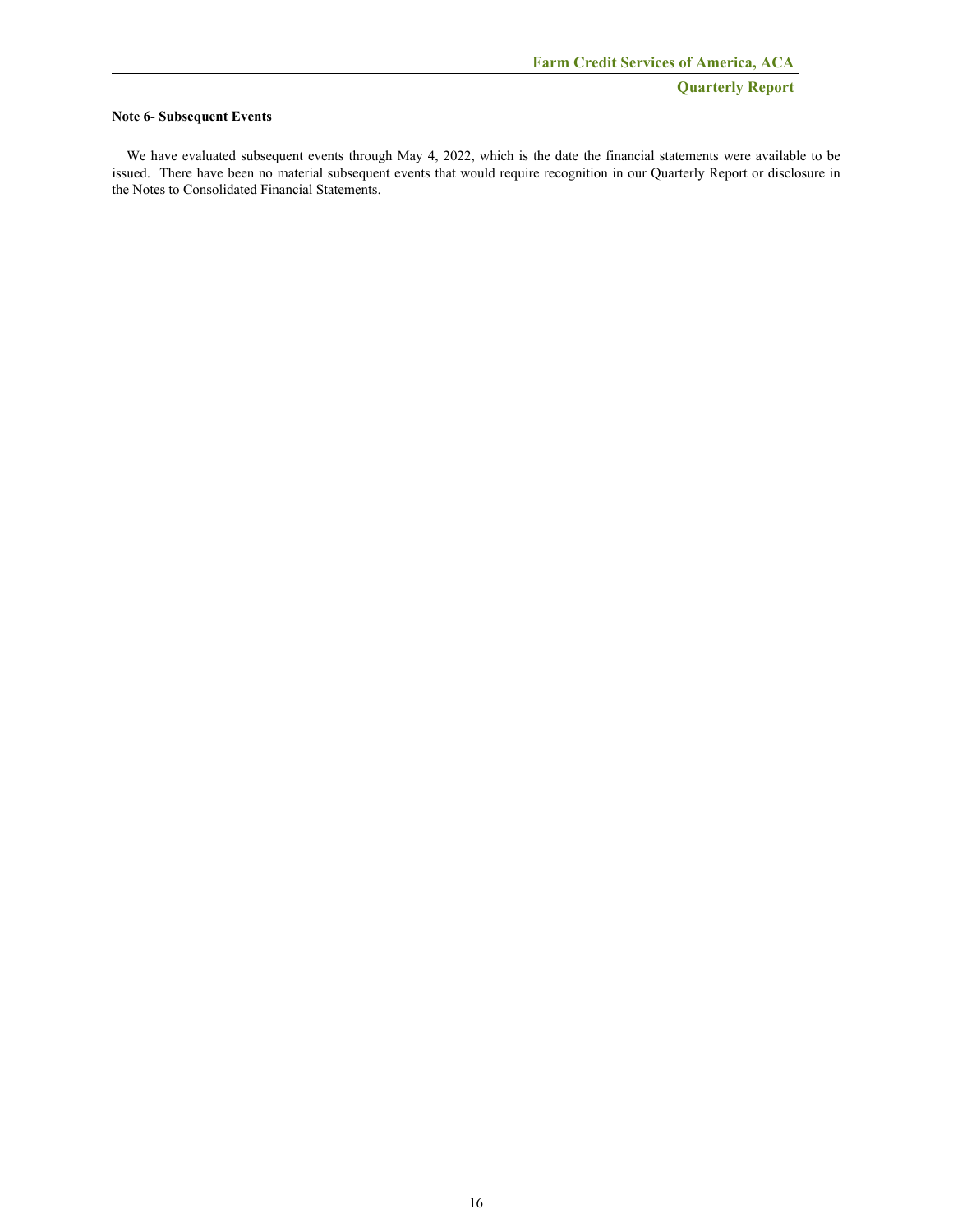**Note 6- Subsequent Events**

We have evaluated subsequent events through May 4, 2022, which is the date the financial statements were available to be issued. There have been no material subsequent events that would require recognition in our Quarterly Report or disclosure in the Notes to Consolidated Financial Statements.